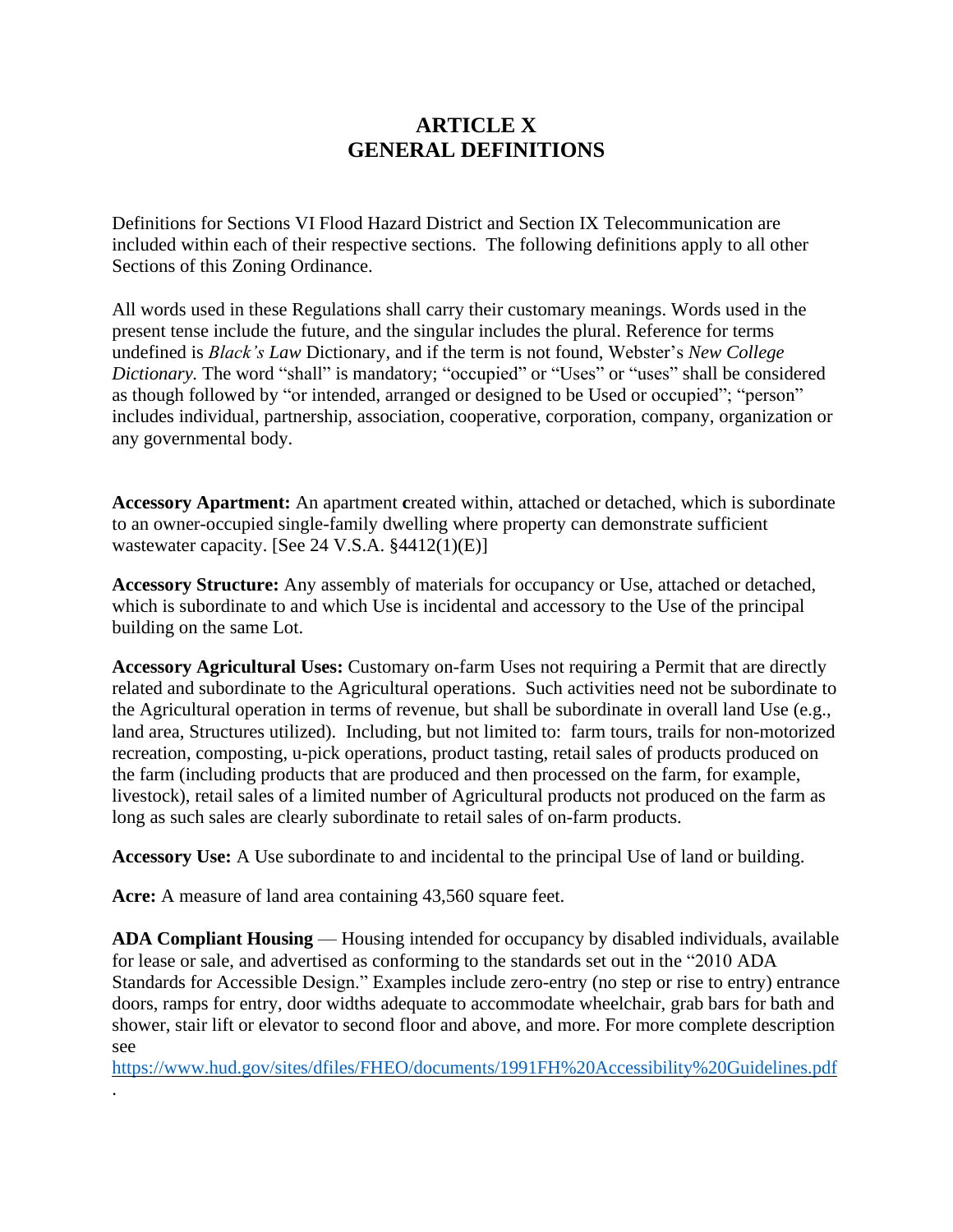# ARTICLE X
# GENERAL DEFINITIONS

Definitions for Sections VI Flood Hazard District and Section IX Telecommunication are included within each of their respective sections. The following definitions apply to all other Sections of this Zoning Ordinance.

All words used in these Regulations shall carry their customary meanings. Words used in the present tense include the future, and the singular includes the plural. Reference for terms undefined is *Black's Law* Dictionary, and if the term is not found, Webster's *New College Dictionary.* The word "shall" is mandatory; "occupied" or "Uses" or "uses" shall be considered as though followed by "or intended, arranged or designed to be Used or occupied"; "person" includes individual, partnership, association, cooperative, corporation, company, organization or any governmental body.

**Accessory Apartment:** An apartment **c**reated within, attached or detached, which is subordinate to an owner-occupied single-family dwelling where property can demonstrate sufficient wastewater capacity. [See 24 V.S.A. §4412(1)(E)]

**Accessory Structure:** Any assembly of materials for occupancy or Use, attached or detached, which is subordinate to and which Use is incidental and accessory to the Use of the principal building on the same Lot.

**Accessory Agricultural Uses:** Customary on-farm Uses not requiring a Permit that are directly related and subordinate to the Agricultural operations. Such activities need not be subordinate to the Agricultural operation in terms of revenue, but shall be subordinate in overall land Use (e.g., land area, Structures utilized). Including, but not limited to: farm tours, trails for non-motorized recreation, composting, u-pick operations, product tasting, retail sales of products produced on the farm (including products that are produced and then processed on the farm, for example, livestock), retail sales of a limited number of Agricultural products not produced on the farm as long as such sales are clearly subordinate to retail sales of on-farm products.

**Accessory Use:** A Use subordinate to and incidental to the principal Use of land or building.

**Acre:** A measure of land area containing 43,560 square feet.

**ADA Compliant Housing** — Housing intended for occupancy by disabled individuals, available for lease or sale, and advertised as conforming to the standards set out in the "2010 ADA Standards for Accessible Design." Examples include zero-entry (no step or rise to entry) entrance doors, ramps for entry, door widths adequate to accommodate wheelchair, grab bars for bath and shower, stair lift or elevator to second floor and above, and more. For more complete description see https://www.hud.gov/sites/dfiles/FHEO/documents/1991FH%20Accessibility%20Guidelines.pdf.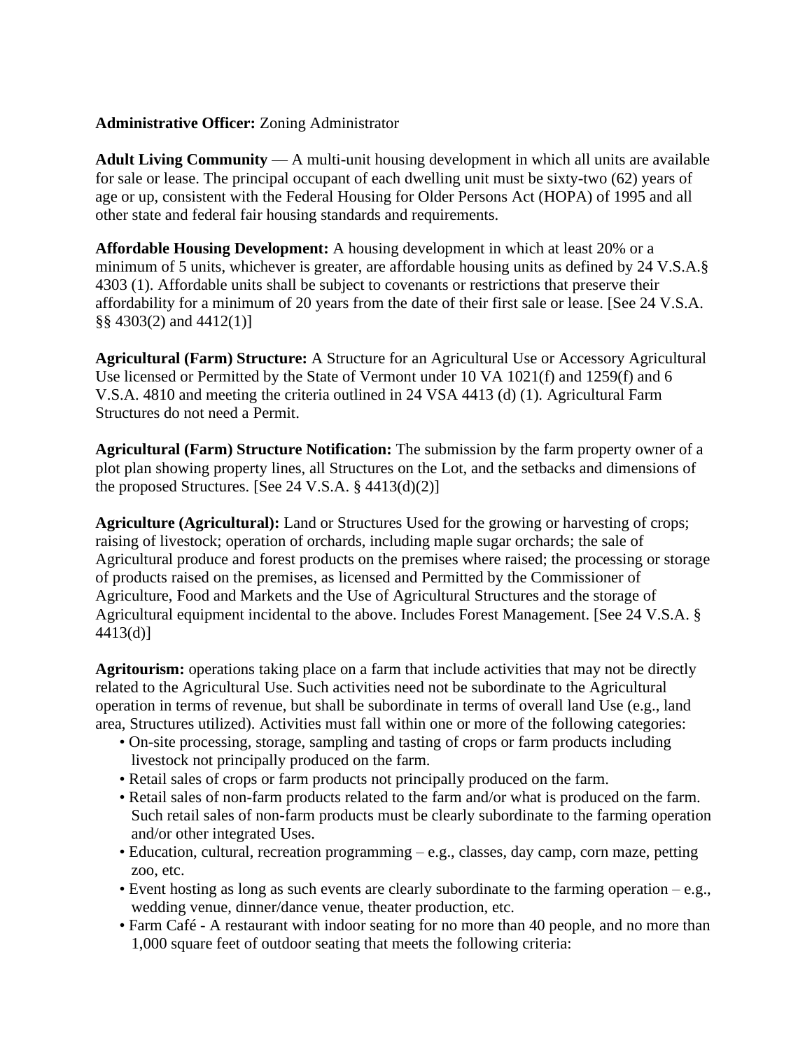**Administrative Officer:** Zoning Administrator

**Adult Living Community** — A multi-unit housing development in which all units are available for sale or lease. The principal occupant of each dwelling unit must be sixty-two (62) years of age or up, consistent with the Federal Housing for Older Persons Act (HOPA) of 1995 and all other state and federal fair housing standards and requirements.

**Affordable Housing Development:** A housing development in which at least 20% or a minimum of 5 units, whichever is greater, are affordable housing units as defined by 24 V.S.A.§ 4303 (1). Affordable units shall be subject to covenants or restrictions that preserve their affordability for a minimum of 20 years from the date of their first sale or lease. [See 24 V.S.A. §§ 4303(2) and 4412(1)]

**Agricultural (Farm) Structure:** A Structure for an Agricultural Use or Accessory Agricultural Use licensed or Permitted by the State of Vermont under 10 VA 1021(f) and 1259(f) and 6 V.S.A. 4810 and meeting the criteria outlined in 24 VSA 4413 (d) (1). Agricultural Farm Structures do not need a Permit.

**Agricultural (Farm) Structure Notification:** The submission by the farm property owner of a plot plan showing property lines, all Structures on the Lot, and the setbacks and dimensions of the proposed Structures. [See 24 V.S.A. § 4413(d)(2)]

**Agriculture (Agricultural):** Land or Structures Used for the growing or harvesting of crops; raising of livestock; operation of orchards, including maple sugar orchards; the sale of Agricultural produce and forest products on the premises where raised; the processing or storage of products raised on the premises, as licensed and Permitted by the Commissioner of Agriculture, Food and Markets and the Use of Agricultural Structures and the storage of Agricultural equipment incidental to the above. Includes Forest Management. [See 24 V.S.A. § 4413(d)]

**Agritourism:** operations taking place on a farm that include activities that may not be directly related to the Agricultural Use. Such activities need not be subordinate to the Agricultural operation in terms of revenue, but shall be subordinate in terms of overall land Use (e.g., land area, Structures utilized). Activities must fall within one or more of the following categories:

- On-site processing, storage, sampling and tasting of crops or farm products including livestock not principally produced on the farm.
- Retail sales of crops or farm products not principally produced on the farm.
- Retail sales of non-farm products related to the farm and/or what is produced on the farm. Such retail sales of non-farm products must be clearly subordinate to the farming operation and/or other integrated Uses.
- Education, cultural, recreation programming – e.g., classes, day camp, corn maze, petting zoo, etc.
- Event hosting as long as such events are clearly subordinate to the farming operation – e.g., wedding venue, dinner/dance venue, theater production, etc.
- Farm Café - A restaurant with indoor seating for no more than 40 people, and no more than 1,000 square feet of outdoor seating that meets the following criteria: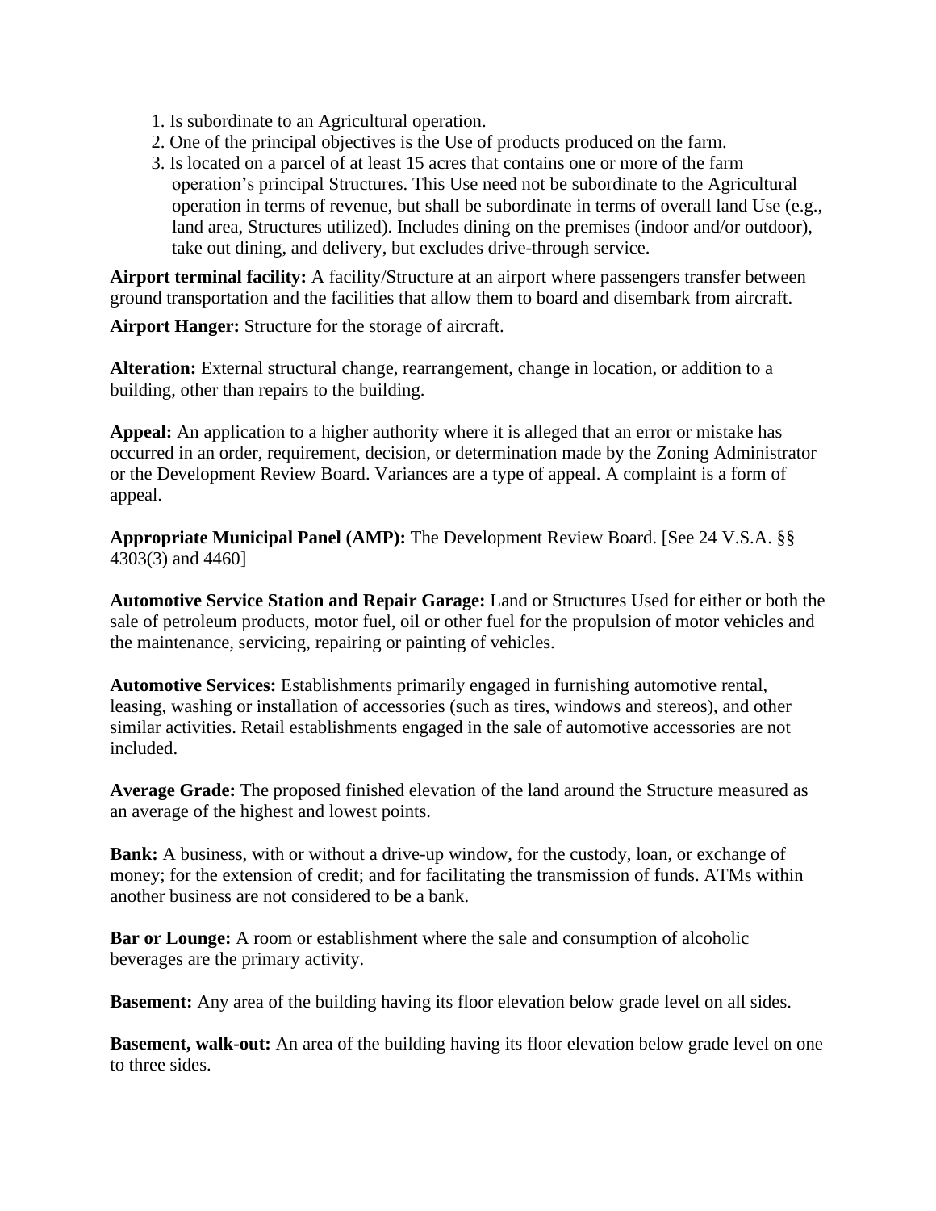1. Is subordinate to an Agricultural operation.
2. One of the principal objectives is the Use of products produced on the farm.
3. Is located on a parcel of at least 15 acres that contains one or more of the farm operation's principal Structures. This Use need not be subordinate to the Agricultural operation in terms of revenue, but shall be subordinate in terms of overall land Use (e.g., land area, Structures utilized). Includes dining on the premises (indoor and/or outdoor), take out dining, and delivery, but excludes drive-through service.

**Airport terminal facility:** A facility/Structure at an airport where passengers transfer between ground transportation and the facilities that allow them to board and disembark from aircraft.

**Airport Hanger:** Structure for the storage of aircraft.

**Alteration:** External structural change, rearrangement, change in location, or addition to a building, other than repairs to the building.

**Appeal:** An application to a higher authority where it is alleged that an error or mistake has occurred in an order, requirement, decision, or determination made by the Zoning Administrator or the Development Review Board. Variances are a type of appeal. A complaint is a form of appeal.

**Appropriate Municipal Panel (AMP):** The Development Review Board. [See 24 V.S.A. §§ 4303(3) and 4460]

**Automotive Service Station and Repair Garage:** Land or Structures Used for either or both the sale of petroleum products, motor fuel, oil or other fuel for the propulsion of motor vehicles and the maintenance, servicing, repairing or painting of vehicles.

**Automotive Services:** Establishments primarily engaged in furnishing automotive rental, leasing, washing or installation of accessories (such as tires, windows and stereos), and other similar activities. Retail establishments engaged in the sale of automotive accessories are not included.

**Average Grade:** The proposed finished elevation of the land around the Structure measured as an average of the highest and lowest points.

**Bank:** A business, with or without a drive-up window, for the custody, loan, or exchange of money; for the extension of credit; and for facilitating the transmission of funds. ATMs within another business are not considered to be a bank.

**Bar or Lounge:** A room or establishment where the sale and consumption of alcoholic beverages are the primary activity.

**Basement:** Any area of the building having its floor elevation below grade level on all sides.

**Basement, walk-out:** An area of the building having its floor elevation below grade level on one to three sides.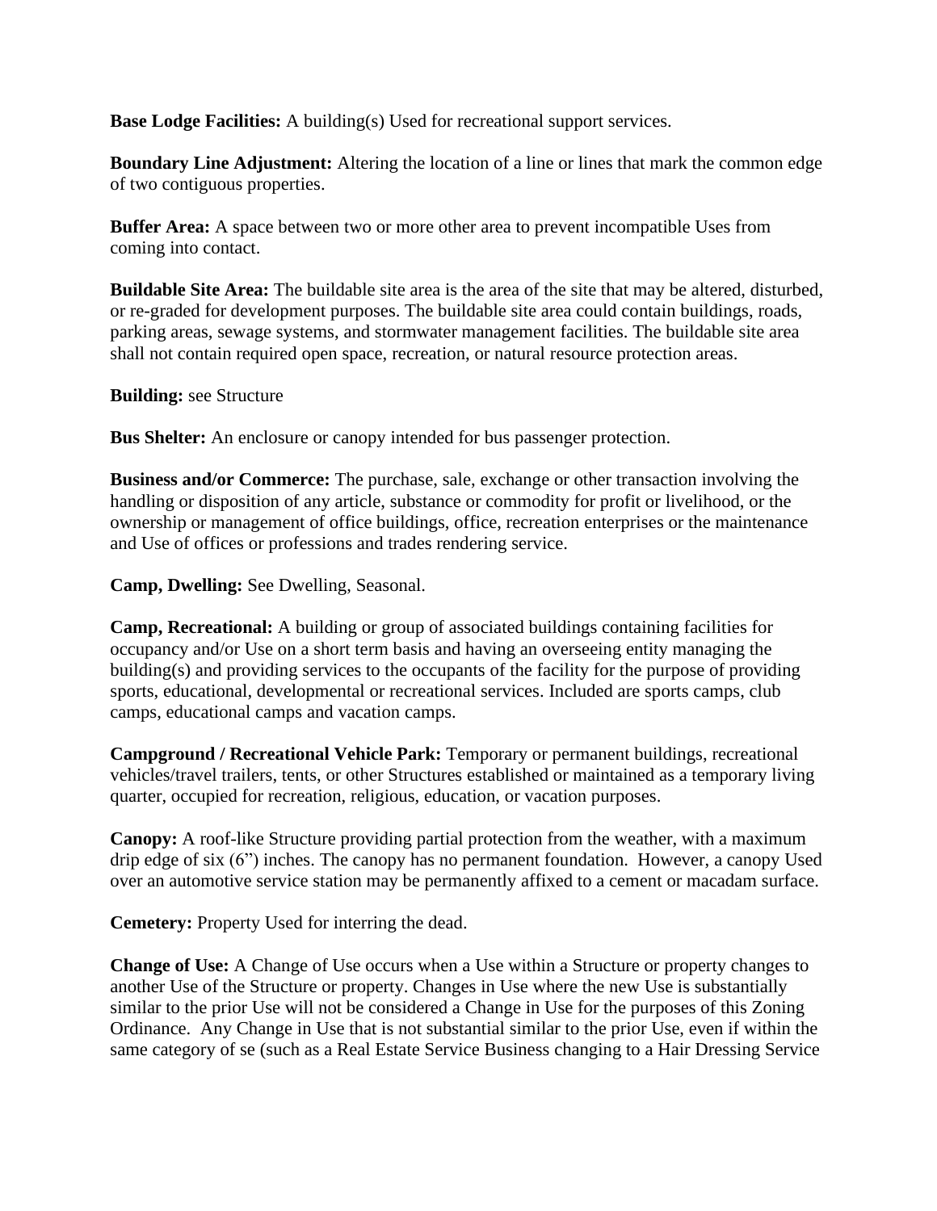**Base Lodge Facilities:** A building(s) Used for recreational support services.

**Boundary Line Adjustment:** Altering the location of a line or lines that mark the common edge of two contiguous properties.

**Buffer Area:** A space between two or more other area to prevent incompatible Uses from coming into contact.

**Buildable Site Area:** The buildable site area is the area of the site that may be altered, disturbed, or re-graded for development purposes. The buildable site area could contain buildings, roads, parking areas, sewage systems, and stormwater management facilities. The buildable site area shall not contain required open space, recreation, or natural resource protection areas.

**Building:** see Structure

**Bus Shelter:** An enclosure or canopy intended for bus passenger protection.

**Business and/or Commerce:** The purchase, sale, exchange or other transaction involving the handling or disposition of any article, substance or commodity for profit or livelihood, or the ownership or management of office buildings, office, recreation enterprises or the maintenance and Use of offices or professions and trades rendering service.

**Camp, Dwelling:** See Dwelling, Seasonal.

**Camp, Recreational:** A building or group of associated buildings containing facilities for occupancy and/or Use on a short term basis and having an overseeing entity managing the building(s) and providing services to the occupants of the facility for the purpose of providing sports, educational, developmental or recreational services. Included are sports camps, club camps, educational camps and vacation camps.

**Campground / Recreational Vehicle Park:** Temporary or permanent buildings, recreational vehicles/travel trailers, tents, or other Structures established or maintained as a temporary living quarter, occupied for recreation, religious, education, or vacation purposes.

**Canopy:** A roof-like Structure providing partial protection from the weather, with a maximum drip edge of six (6") inches. The canopy has no permanent foundation. However, a canopy Used over an automotive service station may be permanently affixed to a cement or macadam surface.

**Cemetery:** Property Used for interring the dead.

**Change of Use:** A Change of Use occurs when a Use within a Structure or property changes to another Use of the Structure or property. Changes in Use where the new Use is substantially similar to the prior Use will not be considered a Change in Use for the purposes of this Zoning Ordinance. Any Change in Use that is not substantial similar to the prior Use, even if within the same category of se (such as a Real Estate Service Business changing to a Hair Dressing Service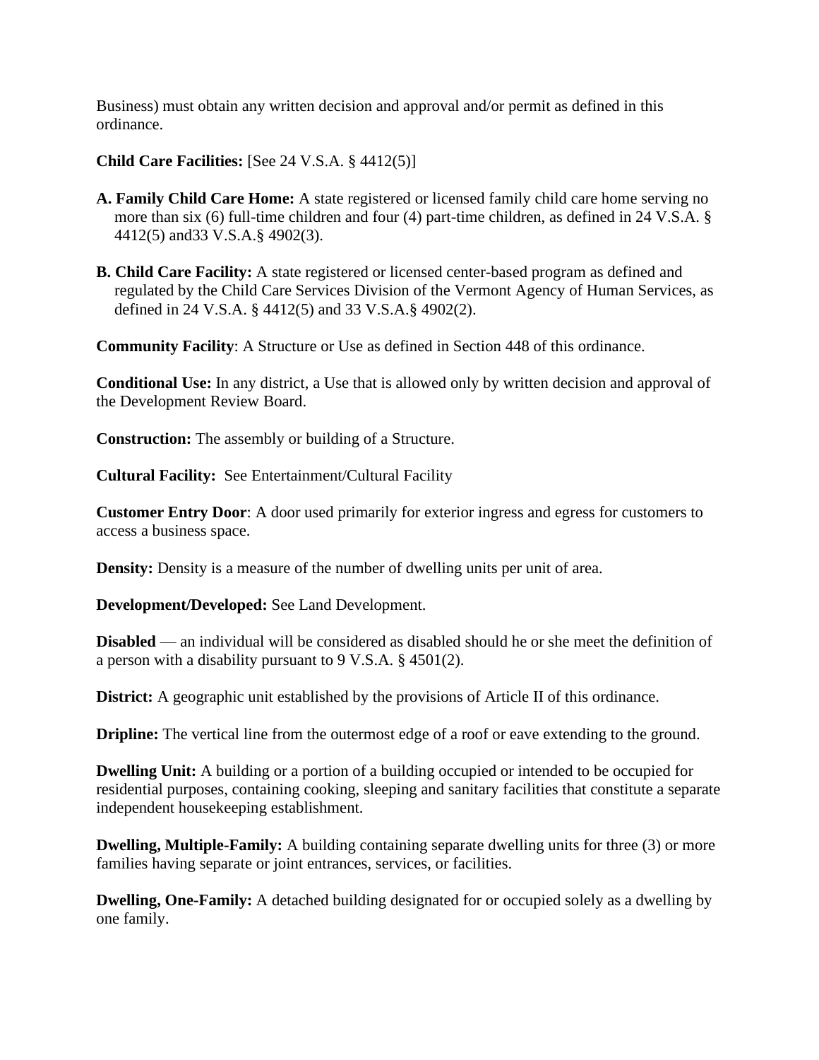Business) must obtain any written decision and approval and/or permit as defined in this ordinance.

**Child Care Facilities:** [See 24 V.S.A. § 4412(5)]

**A. Family Child Care Home:** A state registered or licensed family child care home serving no more than six (6) full-time children and four (4) part-time children, as defined in 24 V.S.A. § 4412(5) and33 V.S.A.§ 4902(3).

**B. Child Care Facility:** A state registered or licensed center-based program as defined and regulated by the Child Care Services Division of the Vermont Agency of Human Services, as defined in 24 V.S.A. § 4412(5) and 33 V.S.A.§ 4902(2).

**Community Facility**: A Structure or Use as defined in Section 448 of this ordinance.

**Conditional Use:** In any district, a Use that is allowed only by written decision and approval of the Development Review Board.

**Construction:** The assembly or building of a Structure.

**Cultural Facility:** See Entertainment/Cultural Facility

**Customer Entry Door**: A door used primarily for exterior ingress and egress for customers to access a business space.

**Density:** Density is a measure of the number of dwelling units per unit of area.

**Development/Developed:** See Land Development.

**Disabled** — an individual will be considered as disabled should he or she meet the definition of a person with a disability pursuant to 9 V.S.A. § 4501(2).

**District:** A geographic unit established by the provisions of Article II of this ordinance.

**Dripline:** The vertical line from the outermost edge of a roof or eave extending to the ground.

**Dwelling Unit:** A building or a portion of a building occupied or intended to be occupied for residential purposes, containing cooking, sleeping and sanitary facilities that constitute a separate independent housekeeping establishment.

**Dwelling, Multiple-Family:** A building containing separate dwelling units for three (3) or more families having separate or joint entrances, services, or facilities.

**Dwelling, One-Family:** A detached building designated for or occupied solely as a dwelling by one family.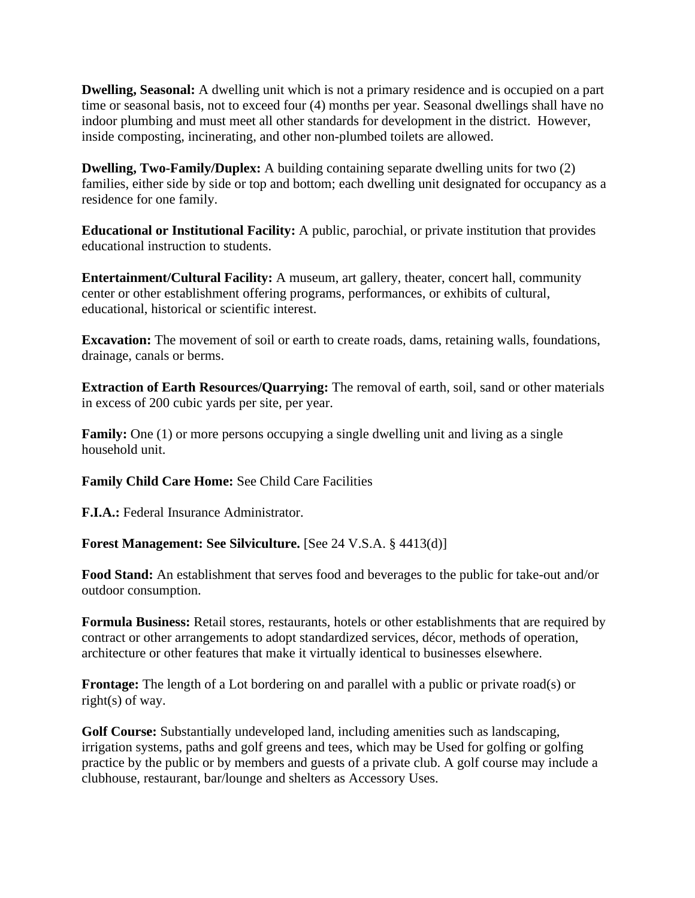**Dwelling, Seasonal:** A dwelling unit which is not a primary residence and is occupied on a part time or seasonal basis, not to exceed four (4) months per year. Seasonal dwellings shall have no indoor plumbing and must meet all other standards for development in the district.  However, inside composting, incinerating, and other non-plumbed toilets are allowed.

**Dwelling, Two-Family/Duplex:** A building containing separate dwelling units for two (2) families, either side by side or top and bottom; each dwelling unit designated for occupancy as a residence for one family.

**Educational or Institutional Facility:** A public, parochial, or private institution that provides educational instruction to students.

**Entertainment/Cultural Facility:** A museum, art gallery, theater, concert hall, community center or other establishment offering programs, performances, or exhibits of cultural, educational, historical or scientific interest.

**Excavation:** The movement of soil or earth to create roads, dams, retaining walls, foundations, drainage, canals or berms.

**Extraction of Earth Resources/Quarrying:** The removal of earth, soil, sand or other materials in excess of 200 cubic yards per site, per year.

**Family:** One (1) or more persons occupying a single dwelling unit and living as a single household unit.

**Family Child Care Home:** See Child Care Facilities

**F.I.A.:** Federal Insurance Administrator.

**Forest Management: See Silviculture.** [See 24 V.S.A. § 4413(d)]

**Food Stand:** An establishment that serves food and beverages to the public for take-out and/or outdoor consumption.

**Formula Business:** Retail stores, restaurants, hotels or other establishments that are required by contract or other arrangements to adopt standardized services, décor, methods of operation, architecture or other features that make it virtually identical to businesses elsewhere.

**Frontage:** The length of a Lot bordering on and parallel with a public or private road(s) or right(s) of way.

**Golf Course:** Substantially undeveloped land, including amenities such as landscaping, irrigation systems, paths and golf greens and tees, which may be Used for golfing or golfing practice by the public or by members and guests of a private club. A golf course may include a clubhouse, restaurant, bar/lounge and shelters as Accessory Uses.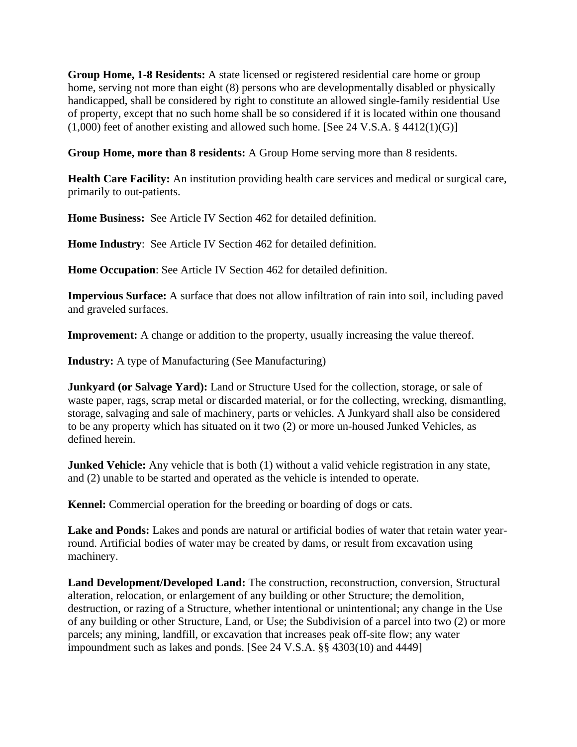**Group Home, 1-8 Residents:** A state licensed or registered residential care home or group home, serving not more than eight (8) persons who are developmentally disabled or physically handicapped, shall be considered by right to constitute an allowed single-family residential Use of property, except that no such home shall be so considered if it is located within one thousand (1,000) feet of another existing and allowed such home. [See 24 V.S.A. § 4412(1)(G)]

**Group Home, more than 8 residents:** A Group Home serving more than 8 residents.

**Health Care Facility:** An institution providing health care services and medical or surgical care, primarily to out-patients.

**Home Business:** See Article IV Section 462 for detailed definition.

**Home Industry**: See Article IV Section 462 for detailed definition.

**Home Occupation**: See Article IV Section 462 for detailed definition.

**Impervious Surface:** A surface that does not allow infiltration of rain into soil, including paved and graveled surfaces.

**Improvement:** A change or addition to the property, usually increasing the value thereof.

**Industry:** A type of Manufacturing (See Manufacturing)

**Junkyard (or Salvage Yard):** Land or Structure Used for the collection, storage, or sale of waste paper, rags, scrap metal or discarded material, or for the collecting, wrecking, dismantling, storage, salvaging and sale of machinery, parts or vehicles. A Junkyard shall also be considered to be any property which has situated on it two (2) or more un-housed Junked Vehicles, as defined herein.

**Junked Vehicle:** Any vehicle that is both (1) without a valid vehicle registration in any state, and (2) unable to be started and operated as the vehicle is intended to operate.

**Kennel:** Commercial operation for the breeding or boarding of dogs or cats.

**Lake and Ponds:** Lakes and ponds are natural or artificial bodies of water that retain water year-round. Artificial bodies of water may be created by dams, or result from excavation using machinery.

**Land Development/Developed Land:** The construction, reconstruction, conversion, Structural alteration, relocation, or enlargement of any building or other Structure; the demolition, destruction, or razing of a Structure, whether intentional or unintentional; any change in the Use of any building or other Structure, Land, or Use; the Subdivision of a parcel into two (2) or more parcels; any mining, landfill, or excavation that increases peak off-site flow; any water impoundment such as lakes and ponds. [See 24 V.S.A. §§ 4303(10) and 4449]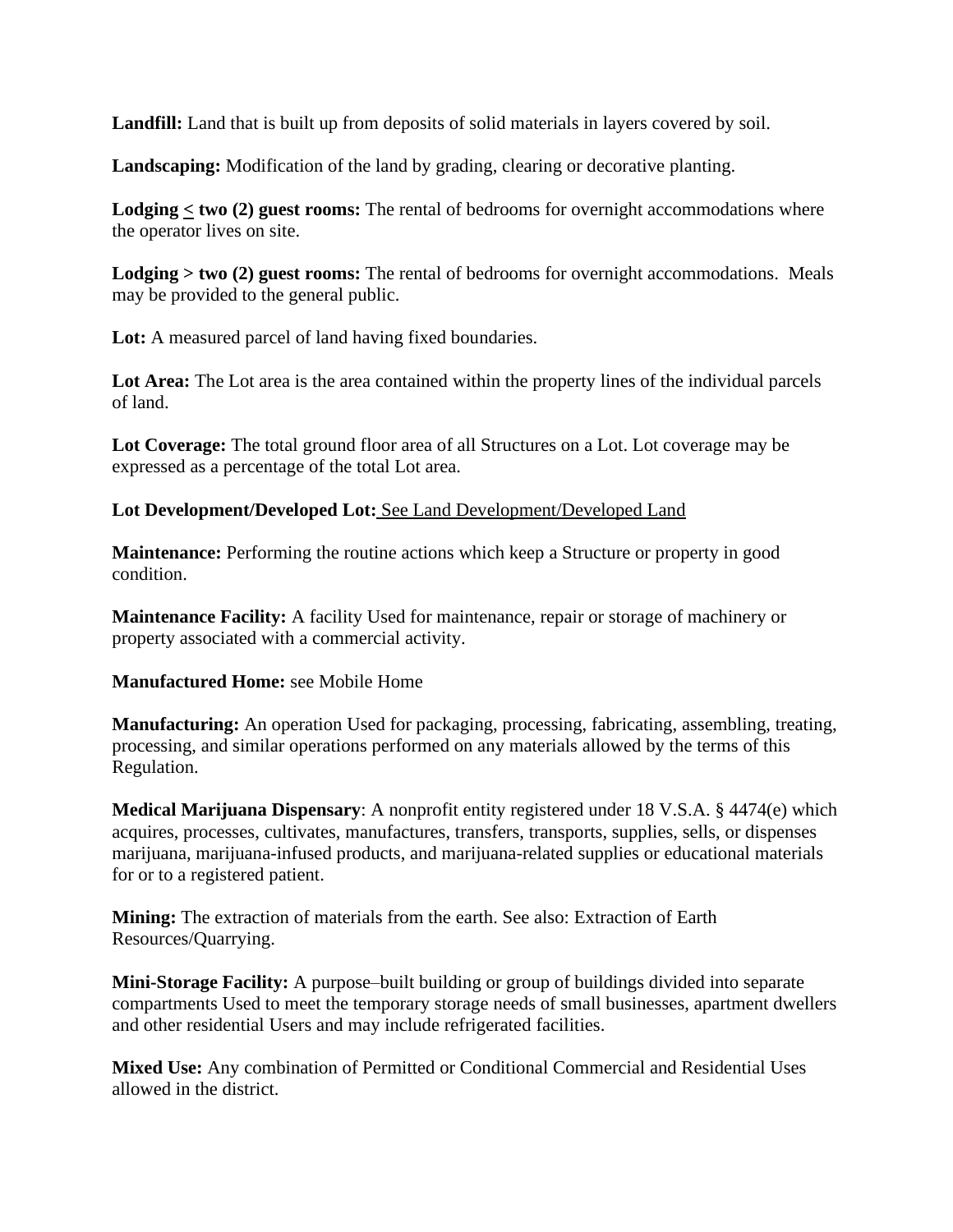**Landfill:** Land that is built up from deposits of solid materials in layers covered by soil.

**Landscaping:** Modification of the land by grading, clearing or decorative planting.

**Lodging ≤ two (2) guest rooms:** The rental of bedrooms for overnight accommodations where the operator lives on site.

**Lodging > two (2) guest rooms:** The rental of bedrooms for overnight accommodations. Meals may be provided to the general public.

**Lot:** A measured parcel of land having fixed boundaries.

**Lot Area:** The Lot area is the area contained within the property lines of the individual parcels of land.

**Lot Coverage:** The total ground floor area of all Structures on a Lot. Lot coverage may be expressed as a percentage of the total Lot area.

**Lot Development/Developed Lot:** See Land Development/Developed Land

**Maintenance:** Performing the routine actions which keep a Structure or property in good condition.

**Maintenance Facility:** A facility Used for maintenance, repair or storage of machinery or property associated with a commercial activity.

**Manufactured Home:** see Mobile Home

**Manufacturing:** An operation Used for packaging, processing, fabricating, assembling, treating, processing, and similar operations performed on any materials allowed by the terms of this Regulation.

**Medical Marijuana Dispensary**: A nonprofit entity registered under 18 V.S.A. § 4474(e) which acquires, processes, cultivates, manufactures, transfers, transports, supplies, sells, or dispenses marijuana, marijuana-infused products, and marijuana-related supplies or educational materials for or to a registered patient.

**Mining:** The extraction of materials from the earth. See also: Extraction of Earth Resources/Quarrying.

**Mini-Storage Facility:** A purpose–built building or group of buildings divided into separate compartments Used to meet the temporary storage needs of small businesses, apartment dwellers and other residential Users and may include refrigerated facilities.

**Mixed Use:** Any combination of Permitted or Conditional Commercial and Residential Uses allowed in the district.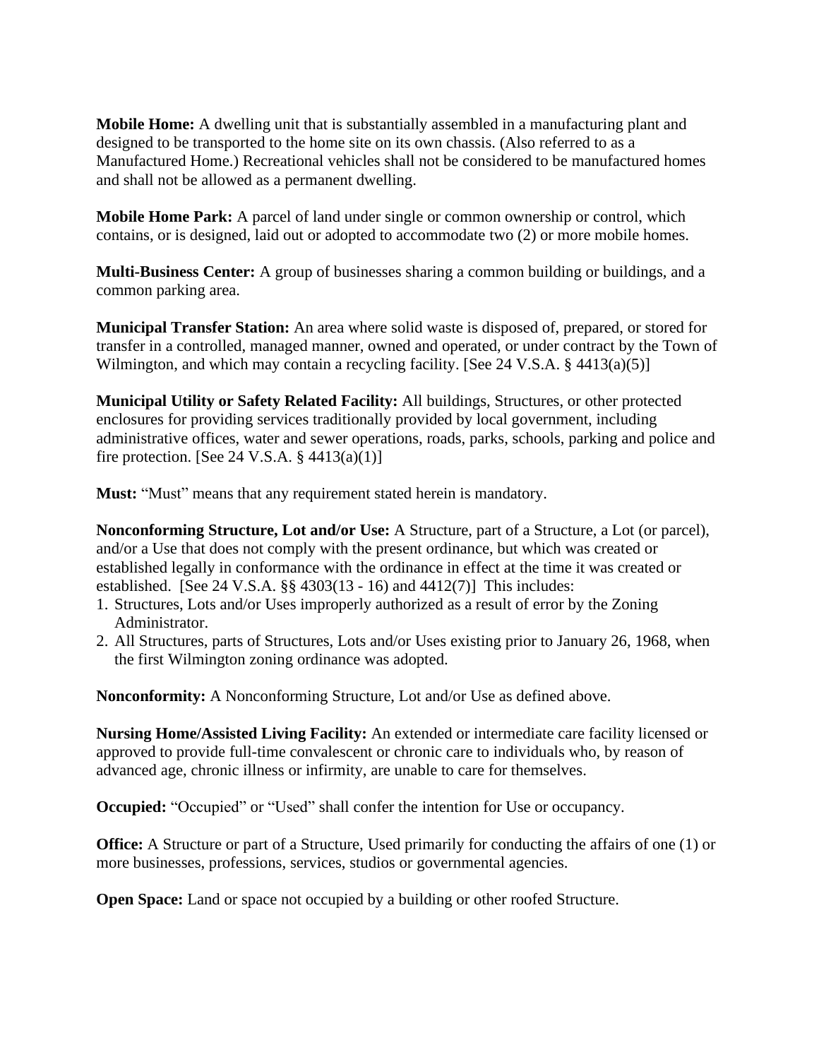**Mobile Home:** A dwelling unit that is substantially assembled in a manufacturing plant and designed to be transported to the home site on its own chassis. (Also referred to as a Manufactured Home.) Recreational vehicles shall not be considered to be manufactured homes and shall not be allowed as a permanent dwelling.

**Mobile Home Park:** A parcel of land under single or common ownership or control, which contains, or is designed, laid out or adopted to accommodate two (2) or more mobile homes.

**Multi-Business Center:** A group of businesses sharing a common building or buildings, and a common parking area.

**Municipal Transfer Station:** An area where solid waste is disposed of, prepared, or stored for transfer in a controlled, managed manner, owned and operated, or under contract by the Town of Wilmington, and which may contain a recycling facility. [See 24 V.S.A. § 4413(a)(5)]

**Municipal Utility or Safety Related Facility:** All buildings, Structures, or other protected enclosures for providing services traditionally provided by local government, including administrative offices, water and sewer operations, roads, parks, schools, parking and police and fire protection. [See 24 V.S.A. § 4413(a)(1)]

**Must:** "Must" means that any requirement stated herein is mandatory.

**Nonconforming Structure, Lot and/or Use:** A Structure, part of a Structure, a Lot (or parcel), and/or a Use that does not comply with the present ordinance, but which was created or established legally in conformance with the ordinance in effect at the time it was created or established. [See 24 V.S.A. §§ 4303(13 - 16) and 4412(7)] This includes:

1. Structures, Lots and/or Uses improperly authorized as a result of error by the Zoning Administrator.
2. All Structures, parts of Structures, Lots and/or Uses existing prior to January 26, 1968, when the first Wilmington zoning ordinance was adopted.

**Nonconformity:** A Nonconforming Structure, Lot and/or Use as defined above.

**Nursing Home/Assisted Living Facility:** An extended or intermediate care facility licensed or approved to provide full-time convalescent or chronic care to individuals who, by reason of advanced age, chronic illness or infirmity, are unable to care for themselves.

**Occupied:** "Occupied" or "Used" shall confer the intention for Use or occupancy.

**Office:** A Structure or part of a Structure, Used primarily for conducting the affairs of one (1) or more businesses, professions, services, studios or governmental agencies.

**Open Space:** Land or space not occupied by a building or other roofed Structure.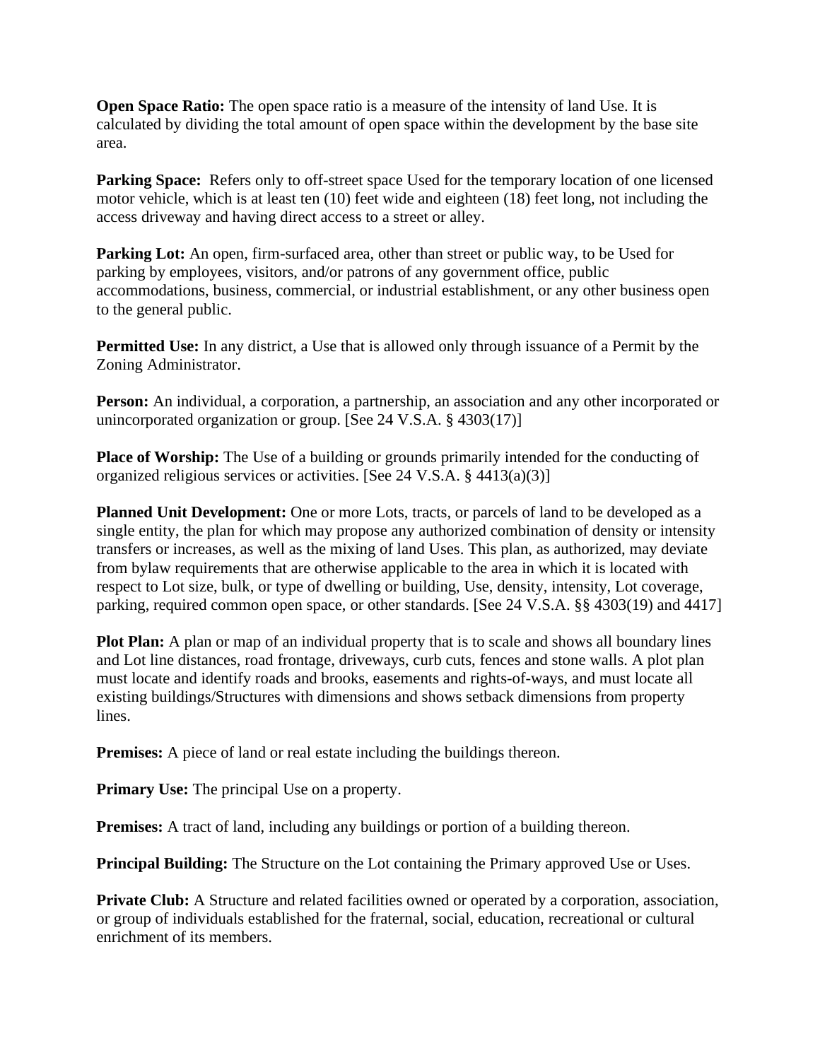**Open Space Ratio:** The open space ratio is a measure of the intensity of land Use. It is calculated by dividing the total amount of open space within the development by the base site area.

**Parking Space:** Refers only to off-street space Used for the temporary location of one licensed motor vehicle, which is at least ten (10) feet wide and eighteen (18) feet long, not including the access driveway and having direct access to a street or alley.

**Parking Lot:** An open, firm-surfaced area, other than street or public way, to be Used for parking by employees, visitors, and/or patrons of any government office, public accommodations, business, commercial, or industrial establishment, or any other business open to the general public.

**Permitted Use:** In any district, a Use that is allowed only through issuance of a Permit by the Zoning Administrator.

**Person:** An individual, a corporation, a partnership, an association and any other incorporated or unincorporated organization or group. [See 24 V.S.A. § 4303(17)]

**Place of Worship:** The Use of a building or grounds primarily intended for the conducting of organized religious services or activities. [See 24 V.S.A. § 4413(a)(3)]

**Planned Unit Development:** One or more Lots, tracts, or parcels of land to be developed as a single entity, the plan for which may propose any authorized combination of density or intensity transfers or increases, as well as the mixing of land Uses. This plan, as authorized, may deviate from bylaw requirements that are otherwise applicable to the area in which it is located with respect to Lot size, bulk, or type of dwelling or building, Use, density, intensity, Lot coverage, parking, required common open space, or other standards. [See 24 V.S.A. §§ 4303(19) and 4417]

**Plot Plan:** A plan or map of an individual property that is to scale and shows all boundary lines and Lot line distances, road frontage, driveways, curb cuts, fences and stone walls. A plot plan must locate and identify roads and brooks, easements and rights-of-ways, and must locate all existing buildings/Structures with dimensions and shows setback dimensions from property lines.

**Premises:** A piece of land or real estate including the buildings thereon.

**Primary Use:** The principal Use on a property.

**Premises:** A tract of land, including any buildings or portion of a building thereon.

**Principal Building:** The Structure on the Lot containing the Primary approved Use or Uses.

**Private Club:** A Structure and related facilities owned or operated by a corporation, association, or group of individuals established for the fraternal, social, education, recreational or cultural enrichment of its members.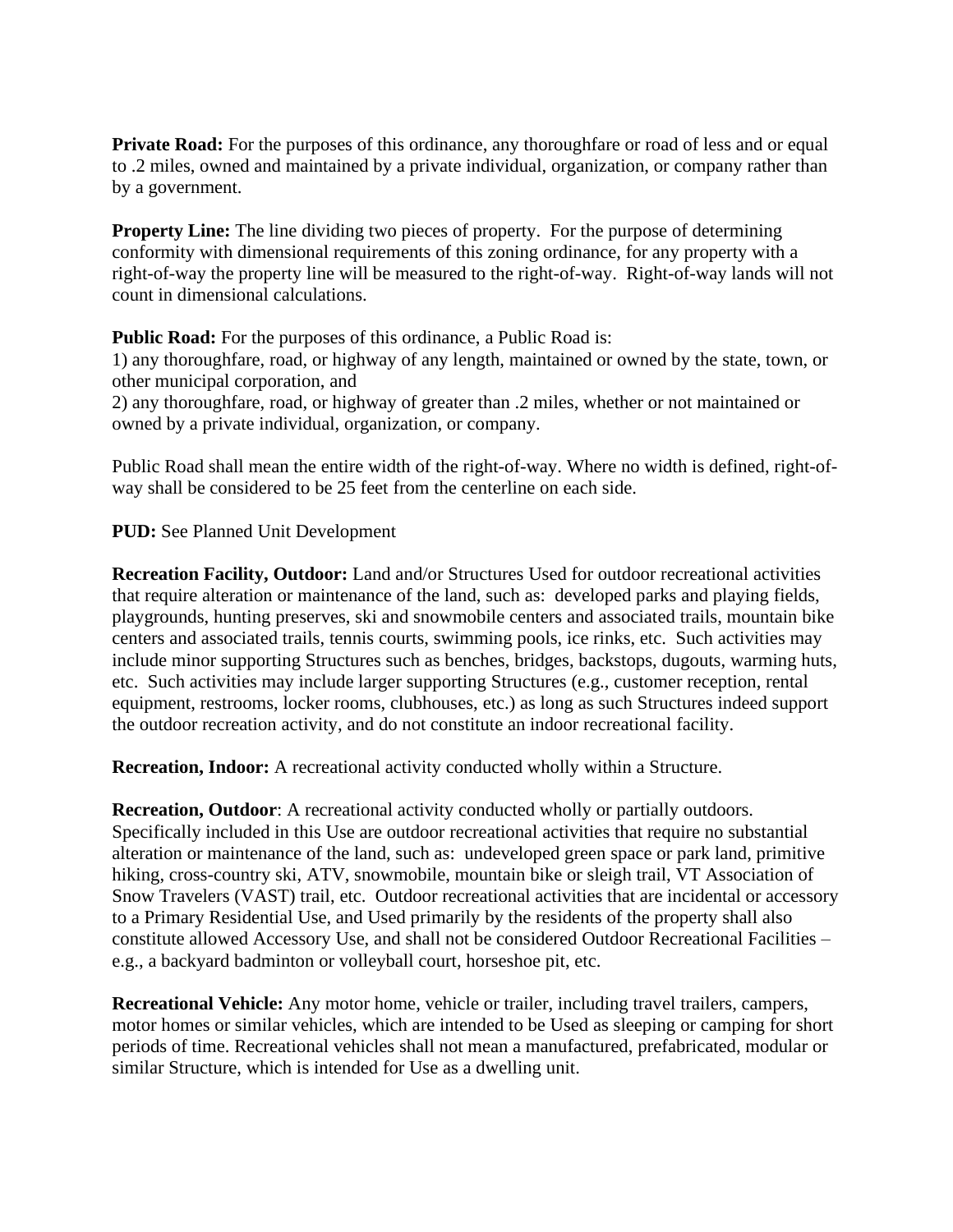**Private Road:** For the purposes of this ordinance, any thoroughfare or road of less and or equal to .2 miles, owned and maintained by a private individual, organization, or company rather than by a government.

**Property Line:** The line dividing two pieces of property. For the purpose of determining conformity with dimensional requirements of this zoning ordinance, for any property with a right-of-way the property line will be measured to the right-of-way. Right-of-way lands will not count in dimensional calculations.

**Public Road:** For the purposes of this ordinance, a Public Road is:
1) any thoroughfare, road, or highway of any length, maintained or owned by the state, town, or other municipal corporation, and
2) any thoroughfare, road, or highway of greater than .2 miles, whether or not maintained or owned by a private individual, organization, or company.

Public Road shall mean the entire width of the right-of-way. Where no width is defined, right-of-way shall be considered to be 25 feet from the centerline on each side.

**PUD:** See Planned Unit Development

**Recreation Facility, Outdoor:** Land and/or Structures Used for outdoor recreational activities that require alteration or maintenance of the land, such as: developed parks and playing fields, playgrounds, hunting preserves, ski and snowmobile centers and associated trails, mountain bike centers and associated trails, tennis courts, swimming pools, ice rinks, etc. Such activities may include minor supporting Structures such as benches, bridges, backstops, dugouts, warming huts, etc. Such activities may include larger supporting Structures (e.g., customer reception, rental equipment, restrooms, locker rooms, clubhouses, etc.) as long as such Structures indeed support the outdoor recreation activity, and do not constitute an indoor recreational facility.

**Recreation, Indoor:** A recreational activity conducted wholly within a Structure.

**Recreation, Outdoor**: A recreational activity conducted wholly or partially outdoors. Specifically included in this Use are outdoor recreational activities that require no substantial alteration or maintenance of the land, such as: undeveloped green space or park land, primitive hiking, cross-country ski, ATV, snowmobile, mountain bike or sleigh trail, VT Association of Snow Travelers (VAST) trail, etc. Outdoor recreational activities that are incidental or accessory to a Primary Residential Use, and Used primarily by the residents of the property shall also constitute allowed Accessory Use, and shall not be considered Outdoor Recreational Facilities – e.g., a backyard badminton or volleyball court, horseshoe pit, etc.

**Recreational Vehicle:** Any motor home, vehicle or trailer, including travel trailers, campers, motor homes or similar vehicles, which are intended to be Used as sleeping or camping for short periods of time. Recreational vehicles shall not mean a manufactured, prefabricated, modular or similar Structure, which is intended for Use as a dwelling unit.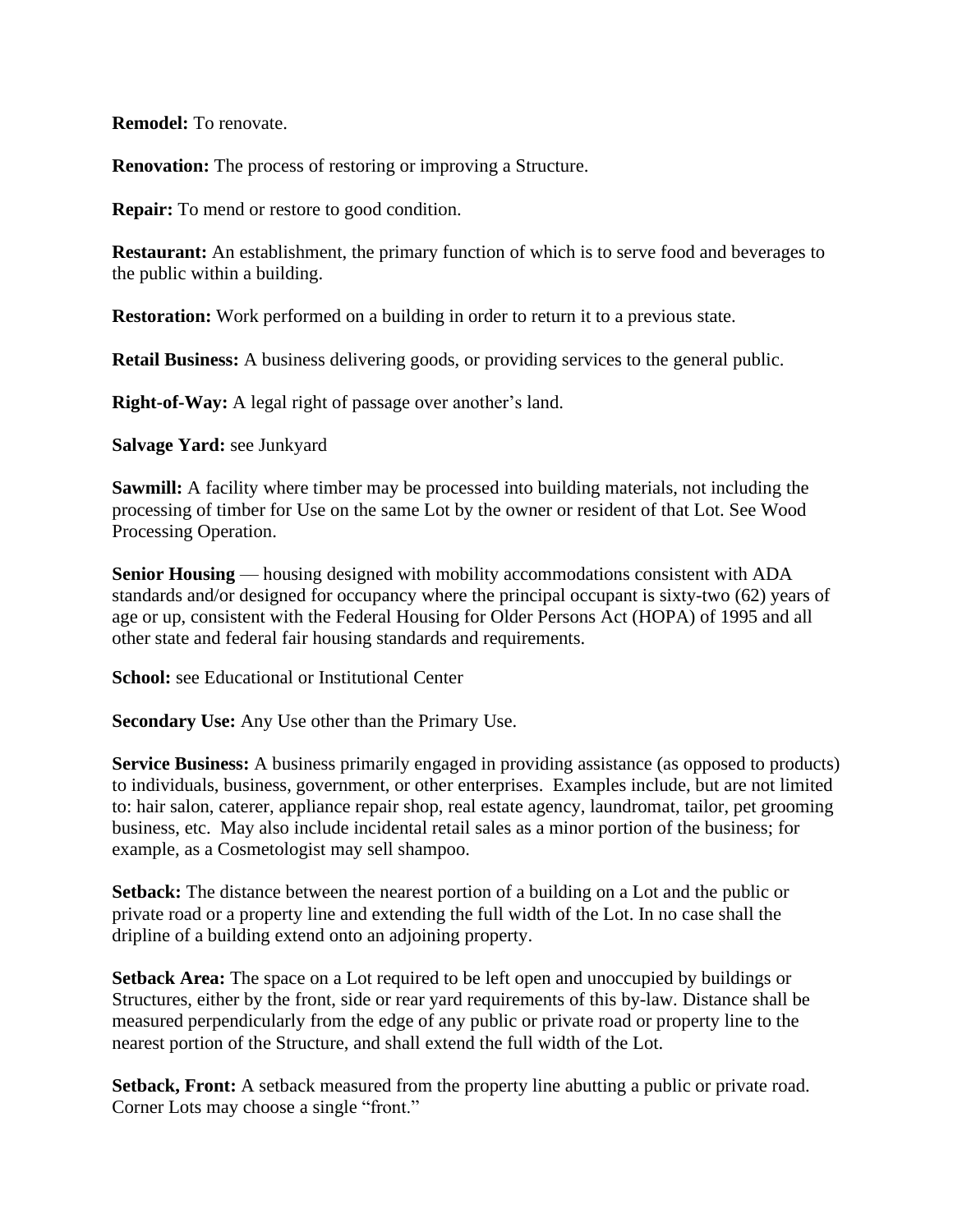**Remodel:** To renovate.

**Renovation:** The process of restoring or improving a Structure.

**Repair:** To mend or restore to good condition.

**Restaurant:** An establishment, the primary function of which is to serve food and beverages to the public within a building.

**Restoration:** Work performed on a building in order to return it to a previous state.

**Retail Business:** A business delivering goods, or providing services to the general public.

**Right-of-Way:** A legal right of passage over another's land.

**Salvage Yard:** see Junkyard

**Sawmill:** A facility where timber may be processed into building materials, not including the processing of timber for Use on the same Lot by the owner or resident of that Lot. See Wood Processing Operation.

**Senior Housing** — housing designed with mobility accommodations consistent with ADA standards and/or designed for occupancy where the principal occupant is sixty-two (62) years of age or up, consistent with the Federal Housing for Older Persons Act (HOPA) of 1995 and all other state and federal fair housing standards and requirements.

**School:** see Educational or Institutional Center

**Secondary Use:** Any Use other than the Primary Use.

**Service Business:** A business primarily engaged in providing assistance (as opposed to products) to individuals, business, government, or other enterprises. Examples include, but are not limited to: hair salon, caterer, appliance repair shop, real estate agency, laundromat, tailor, pet grooming business, etc. May also include incidental retail sales as a minor portion of the business; for example, as a Cosmetologist may sell shampoo.

**Setback:** The distance between the nearest portion of a building on a Lot and the public or private road or a property line and extending the full width of the Lot. In no case shall the dripline of a building extend onto an adjoining property.

**Setback Area:** The space on a Lot required to be left open and unoccupied by buildings or Structures, either by the front, side or rear yard requirements of this by-law. Distance shall be measured perpendicularly from the edge of any public or private road or property line to the nearest portion of the Structure, and shall extend the full width of the Lot.

**Setback, Front:** A setback measured from the property line abutting a public or private road. Corner Lots may choose a single "front."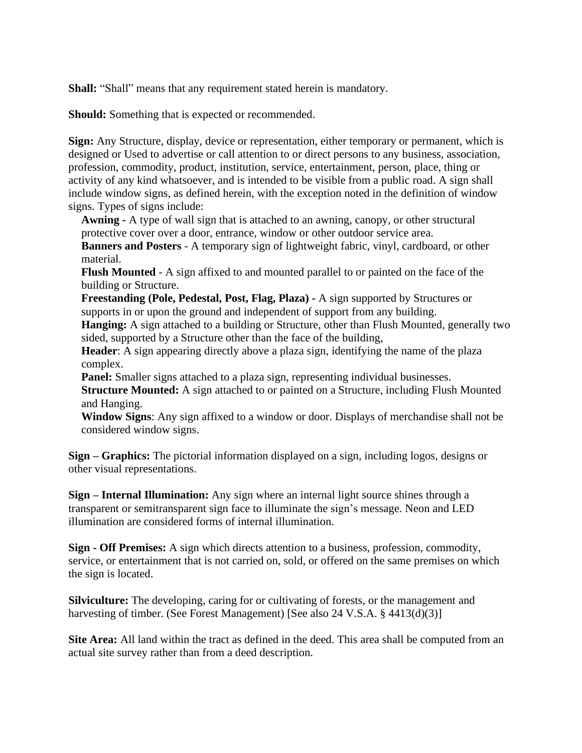**Shall:** "Shall" means that any requirement stated herein is mandatory.

**Should:** Something that is expected or recommended.

**Sign:** Any Structure, display, device or representation, either temporary or permanent, which is designed or Used to advertise or call attention to or direct persons to any business, association, profession, commodity, product, institution, service, entertainment, person, place, thing or activity of any kind whatsoever, and is intended to be visible from a public road. A sign shall include window signs, as defined herein, with the exception noted in the definition of window signs. Types of signs include:

- **Awning -** A type of wall sign that is attached to an awning, canopy, or other structural protective cover over a door, entrance, window or other outdoor service area.
- **Banners and Posters** - A temporary sign of lightweight fabric, vinyl, cardboard, or other material.
- **Flush Mounted** - A sign affixed to and mounted parallel to or painted on the face of the building or Structure.
- **Freestanding (Pole, Pedestal, Post, Flag, Plaza) -** A sign supported by Structures or supports in or upon the ground and independent of support from any building.
- **Hanging:** A sign attached to a building or Structure, other than Flush Mounted, generally two sided, supported by a Structure other than the face of the building,
- **Header**: A sign appearing directly above a plaza sign, identifying the name of the plaza complex.
- **Panel:** Smaller signs attached to a plaza sign, representing individual businesses.
- **Structure Mounted:** A sign attached to or painted on a Structure, including Flush Mounted and Hanging.
- **Window Signs**: Any sign affixed to a window or door. Displays of merchandise shall not be considered window signs.

**Sign – Graphics:** The pictorial information displayed on a sign, including logos, designs or other visual representations.

**Sign – Internal Illumination:** Any sign where an internal light source shines through a transparent or semitransparent sign face to illuminate the sign's message. Neon and LED illumination are considered forms of internal illumination.

**Sign - Off Premises:** A sign which directs attention to a business, profession, commodity, service, or entertainment that is not carried on, sold, or offered on the same premises on which the sign is located.

**Silviculture:** The developing, caring for or cultivating of forests, or the management and harvesting of timber. (See Forest Management) [See also 24 V.S.A. § 4413(d)(3)]

**Site Area:** All land within the tract as defined in the deed. This area shall be computed from an actual site survey rather than from a deed description.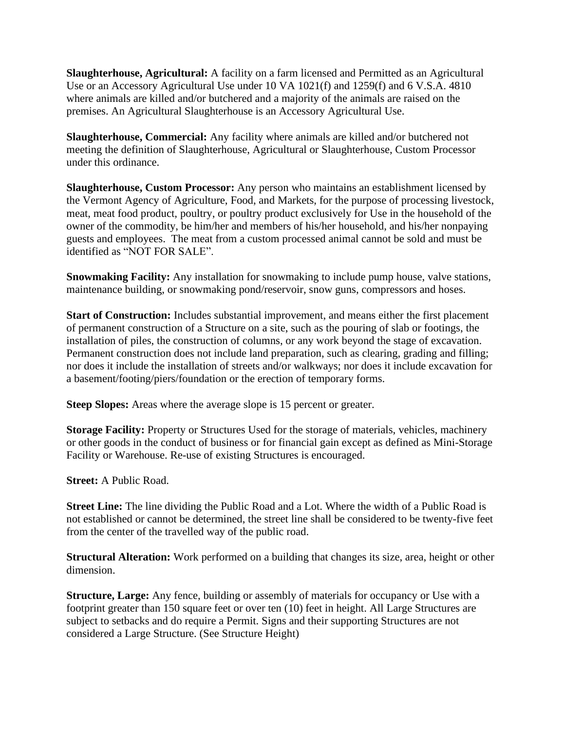**Slaughterhouse, Agricultural:** A facility on a farm licensed and Permitted as an Agricultural Use or an Accessory Agricultural Use under 10 VA 1021(f) and 1259(f) and 6 V.S.A. 4810 where animals are killed and/or butchered and a majority of the animals are raised on the premises. An Agricultural Slaughterhouse is an Accessory Agricultural Use.

**Slaughterhouse, Commercial:** Any facility where animals are killed and/or butchered not meeting the definition of Slaughterhouse, Agricultural or Slaughterhouse, Custom Processor under this ordinance.

**Slaughterhouse, Custom Processor:** Any person who maintains an establishment licensed by the Vermont Agency of Agriculture, Food, and Markets, for the purpose of processing livestock, meat, meat food product, poultry, or poultry product exclusively for Use in the household of the owner of the commodity, be him/her and members of his/her household, and his/her nonpaying guests and employees. The meat from a custom processed animal cannot be sold and must be identified as "NOT FOR SALE".

**Snowmaking Facility:** Any installation for snowmaking to include pump house, valve stations, maintenance building, or snowmaking pond/reservoir, snow guns, compressors and hoses.

**Start of Construction:** Includes substantial improvement, and means either the first placement of permanent construction of a Structure on a site, such as the pouring of slab or footings, the installation of piles, the construction of columns, or any work beyond the stage of excavation. Permanent construction does not include land preparation, such as clearing, grading and filling; nor does it include the installation of streets and/or walkways; nor does it include excavation for a basement/footing/piers/foundation or the erection of temporary forms.

**Steep Slopes:** Areas where the average slope is 15 percent or greater.

**Storage Facility:** Property or Structures Used for the storage of materials, vehicles, machinery or other goods in the conduct of business or for financial gain except as defined as Mini-Storage Facility or Warehouse. Re-use of existing Structures is encouraged.

**Street:** A Public Road.

**Street Line:** The line dividing the Public Road and a Lot. Where the width of a Public Road is not established or cannot be determined, the street line shall be considered to be twenty-five feet from the center of the travelled way of the public road.

**Structural Alteration:** Work performed on a building that changes its size, area, height or other dimension.

**Structure, Large:** Any fence, building or assembly of materials for occupancy or Use with a footprint greater than 150 square feet or over ten (10) feet in height. All Large Structures are subject to setbacks and do require a Permit. Signs and their supporting Structures are not considered a Large Structure. (See Structure Height)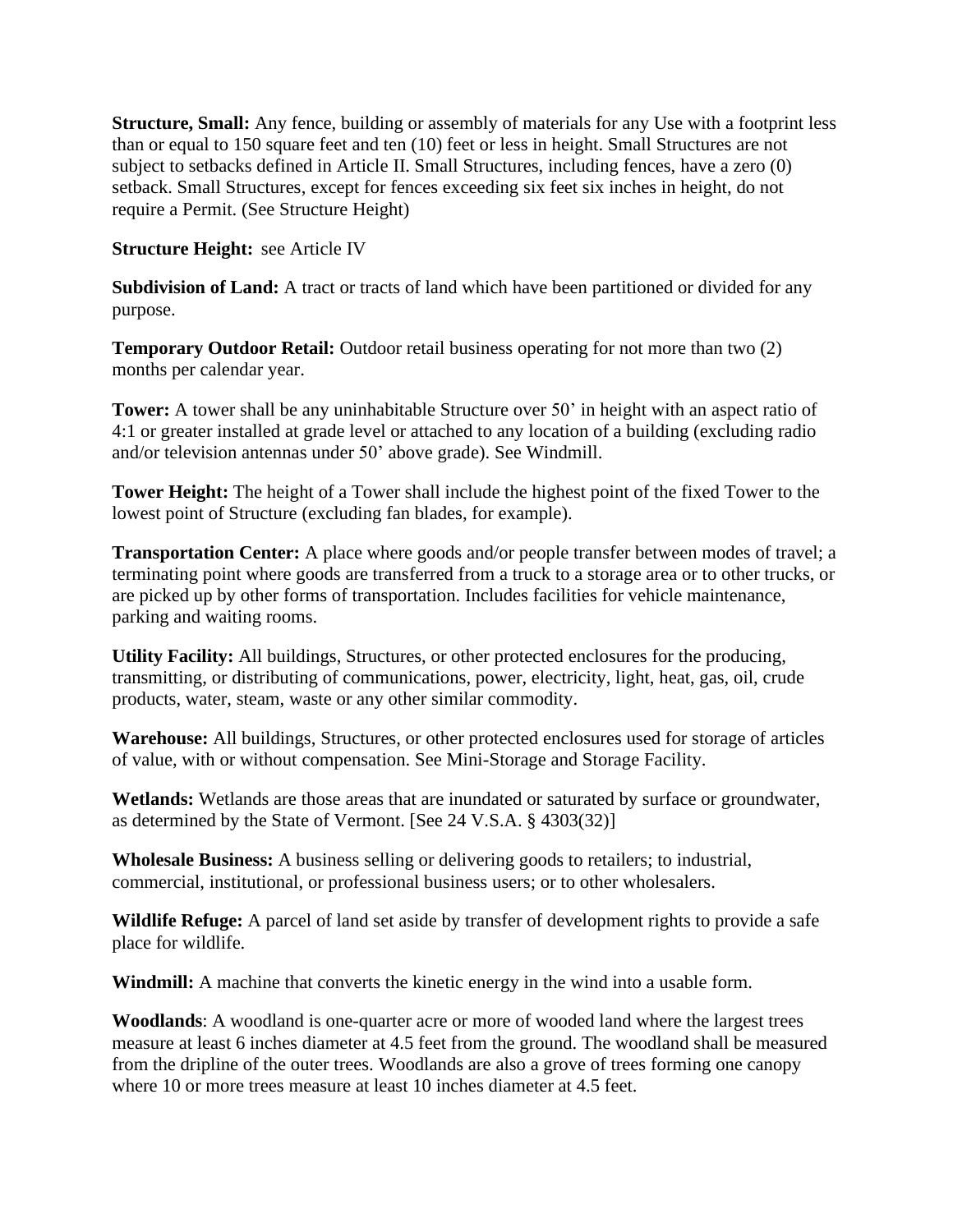**Structure, Small:** Any fence, building or assembly of materials for any Use with a footprint less than or equal to 150 square feet and ten (10) feet or less in height. Small Structures are not subject to setbacks defined in Article II. Small Structures, including fences, have a zero (0) setback. Small Structures, except for fences exceeding six feet six inches in height, do not require a Permit. (See Structure Height)

**Structure Height:** see Article IV

**Subdivision of Land:** A tract or tracts of land which have been partitioned or divided for any purpose.

**Temporary Outdoor Retail:** Outdoor retail business operating for not more than two (2) months per calendar year.

**Tower:** A tower shall be any uninhabitable Structure over 50' in height with an aspect ratio of 4:1 or greater installed at grade level or attached to any location of a building (excluding radio and/or television antennas under 50' above grade). See Windmill.

**Tower Height:** The height of a Tower shall include the highest point of the fixed Tower to the lowest point of Structure (excluding fan blades, for example).

**Transportation Center:** A place where goods and/or people transfer between modes of travel; a terminating point where goods are transferred from a truck to a storage area or to other trucks, or are picked up by other forms of transportation. Includes facilities for vehicle maintenance, parking and waiting rooms.

**Utility Facility:** All buildings, Structures, or other protected enclosures for the producing, transmitting, or distributing of communications, power, electricity, light, heat, gas, oil, crude products, water, steam, waste or any other similar commodity.

**Warehouse:** All buildings, Structures, or other protected enclosures used for storage of articles of value, with or without compensation. See Mini-Storage and Storage Facility.

**Wetlands:** Wetlands are those areas that are inundated or saturated by surface or groundwater, as determined by the State of Vermont. [See 24 V.S.A. § 4303(32)]

**Wholesale Business:** A business selling or delivering goods to retailers; to industrial, commercial, institutional, or professional business users; or to other wholesalers.

**Wildlife Refuge:** A parcel of land set aside by transfer of development rights to provide a safe place for wildlife.

**Windmill:** A machine that converts the kinetic energy in the wind into a usable form.

**Woodlands**: A woodland is one-quarter acre or more of wooded land where the largest trees measure at least 6 inches diameter at 4.5 feet from the ground. The woodland shall be measured from the dripline of the outer trees. Woodlands are also a grove of trees forming one canopy where 10 or more trees measure at least 10 inches diameter at 4.5 feet.